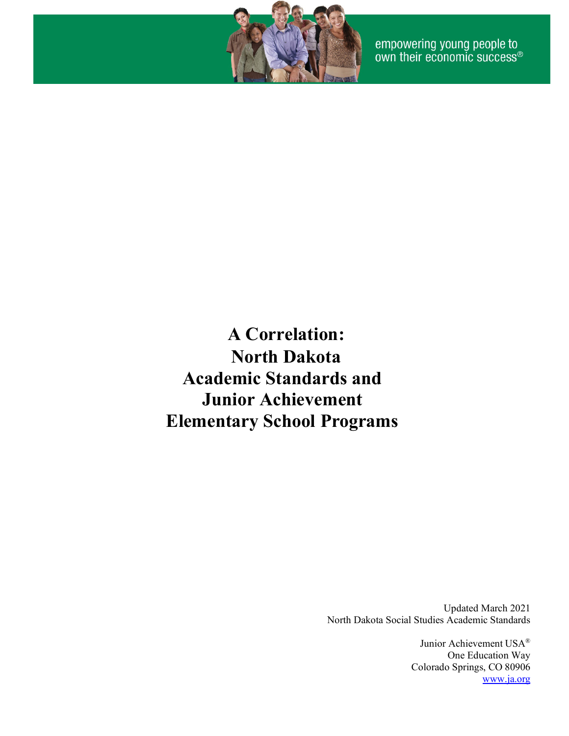empowering young people to own their economic success®

# A Correlation: North Dakota Academic Standards and Junior Achievement Elementary School Programs

Updated March 2021
North Dakota Social Studies Academic Standards

Junior Achievement USA®
One Education Way
Colorado Springs, CO 80906
www.ja.org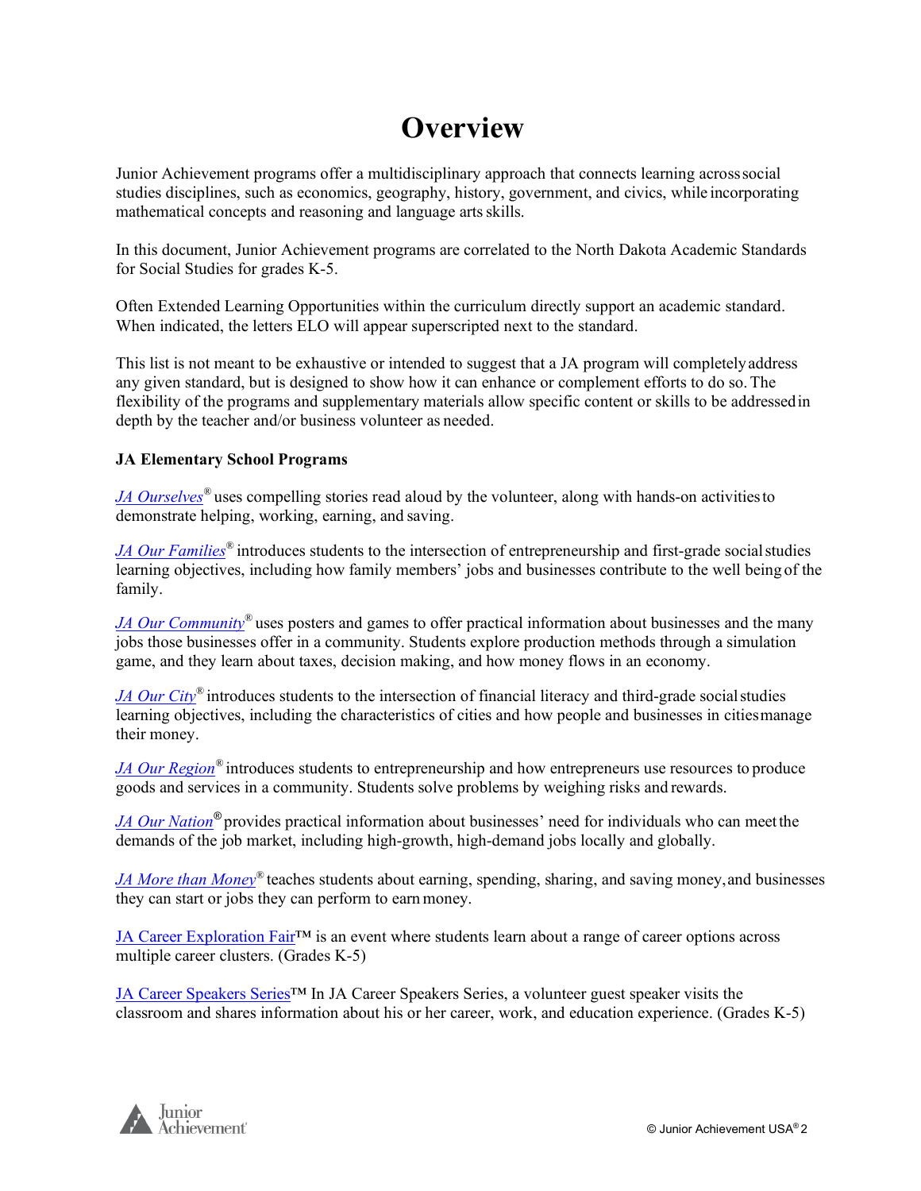# Overview

Junior Achievement programs offer a multidisciplinary approach that connects learning across social studies disciplines, such as economics, geography, history, government, and civics, while incorporating mathematical concepts and reasoning and language arts skills.

In this document, Junior Achievement programs are correlated to the North Dakota Academic Standards for Social Studies for grades K-5.

Often Extended Learning Opportunities within the curriculum directly support an academic standard. When indicated, the letters ELO will appear superscripted next to the standard.

This list is not meant to be exhaustive or intended to suggest that a JA program will completely address any given standard, but is designed to show how it can enhance or complement efforts to do so. The flexibility of the programs and supplementary materials allow specific content or skills to be addressed in depth by the teacher and/or business volunteer as needed.

**JA Elementary School Programs**

*JA Ourselves*® uses compelling stories read aloud by the volunteer, along with hands-on activities to demonstrate helping, working, earning, and saving.

*JA Our Families*® introduces students to the intersection of entrepreneurship and first-grade social studies learning objectives, including how family members' jobs and businesses contribute to the well being of the family.

*JA Our Community*® uses posters and games to offer practical information about businesses and the many jobs those businesses offer in a community. Students explore production methods through a simulation game, and they learn about taxes, decision making, and how money flows in an economy.

*JA Our City*® introduces students to the intersection of financial literacy and third-grade social studies learning objectives, including the characteristics of cities and how people and businesses in cities manage their money.

*JA Our Region*® introduces students to entrepreneurship and how entrepreneurs use resources to produce goods and services in a community. Students solve problems by weighing risks and rewards.

*JA Our Nation*® provides practical information about businesses' need for individuals who can meet the demands of the job market, including high-growth, high-demand jobs locally and globally.

*JA More than Money*® teaches students about earning, spending, sharing, and saving money, and businesses they can start or jobs they can perform to earn money.

JA Career Exploration Fair™ is an event where students learn about a range of career options across multiple career clusters. (Grades K-5)

JA Career Speakers Series™ In JA Career Speakers Series, a volunteer guest speaker visits the classroom and shares information about his or her career, work, and education experience. (Grades K-5)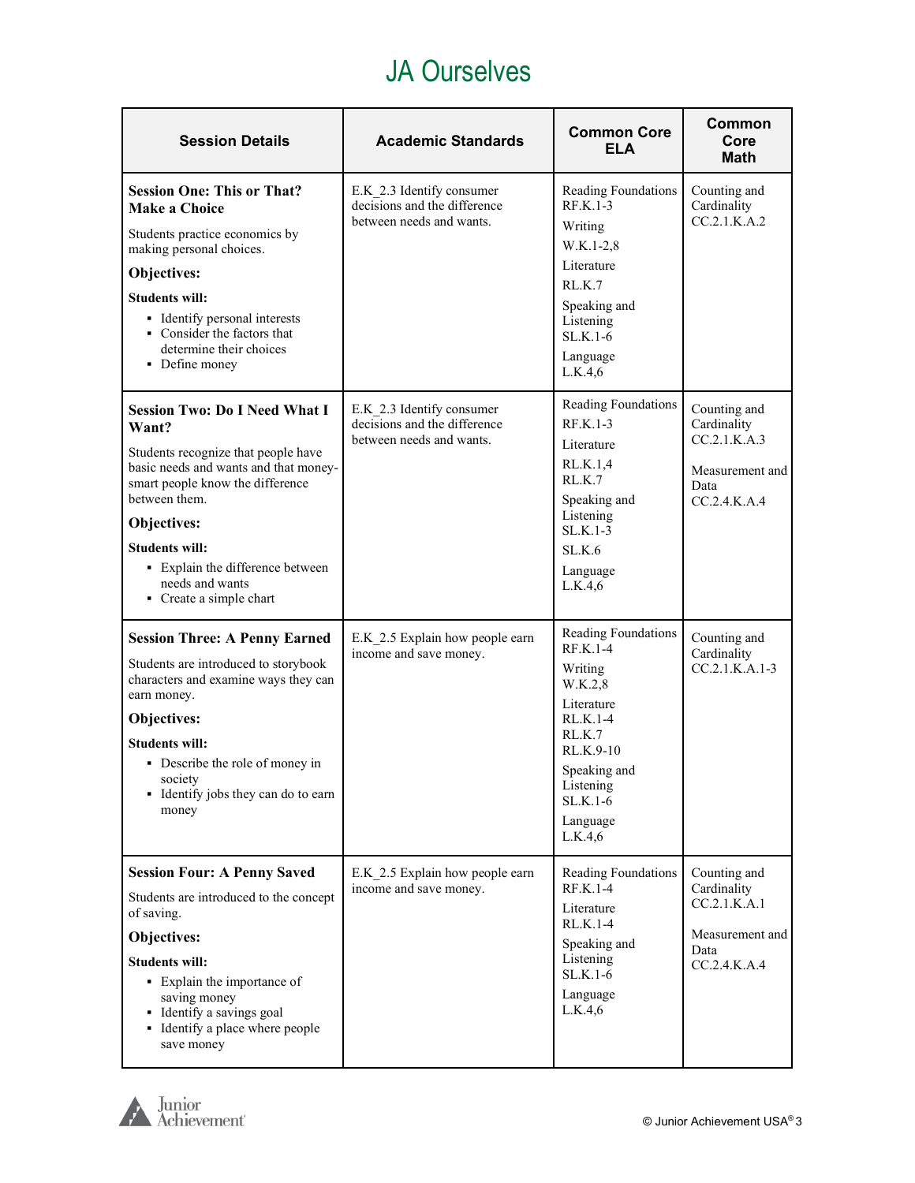# JA Ourselves

| Session Details | Academic Standards | Common Core ELA | Common Core Math |
|---|---|---|---|
| **Session One: This or That? Make a Choice**<br><br>Students practice economics by making personal choices.<br><br>**Objectives:**<br><br>**Students will:**<br>- Identify personal interests<br>- Consider the factors that determine their choices<br>- Define money | E.K_2.3 Identify consumer decisions and the difference between needs and wants. | Reading Foundations RF.K.1-3<br><br>Writing W.K.1-2,8<br><br>Literature RL.K.7<br><br>Speaking and Listening SL.K.1-6<br><br>Language L.K.4,6 | Counting and Cardinality CC.2.1.K.A.2 |
| **Session Two: Do I Need What I Want?**<br><br>Students recognize that people have basic needs and wants and that money-smart people know the difference between them.<br><br>**Objectives:**<br><br>**Students will:**<br>- Explain the difference between needs and wants<br>- Create a simple chart | E.K_2.3 Identify consumer decisions and the difference between needs and wants. | Reading Foundations RF.K.1-3<br><br>Literature RL.K.1,4<br>RL.K.7<br><br>Speaking and Listening SL.K.1-3<br>SL.K.6<br><br>Language L.K.4,6 | Counting and Cardinality CC.2.1.K.A.3<br><br>Measurement and Data CC.2.4.K.A.4 |
| **Session Three: A Penny Earned**<br><br>Students are introduced to storybook characters and examine ways they can earn money.<br><br>**Objectives:**<br><br>**Students will:**<br>- Describe the role of money in society<br>- Identify jobs they can do to earn money | E.K_2.5 Explain how people earn income and save money. | Reading Foundations RF.K.1-4<br><br>Writing W.K.2,8<br><br>Literature RL.K.1-4<br>RL.K.7<br>RL.K.9-10<br><br>Speaking and Listening SL.K.1-6<br><br>Language L.K.4,6 | Counting and Cardinality CC.2.1.K.A.1-3 |
| **Session Four: A Penny Saved**<br><br>Students are introduced to the concept of saving.<br><br>**Objectives:**<br><br>**Students will:**<br>- Explain the importance of saving money<br>- Identify a savings goal<br>- Identify a place where people save money | E.K_2.5 Explain how people earn income and save money. | Reading Foundations RF.K.1-4<br><br>Literature RL.K.1-4<br><br>Speaking and Listening SL.K.1-6<br><br>Language L.K.4,6 | Counting and Cardinality CC.2.1.K.A.1<br><br>Measurement and Data CC.2.4.K.A.4 |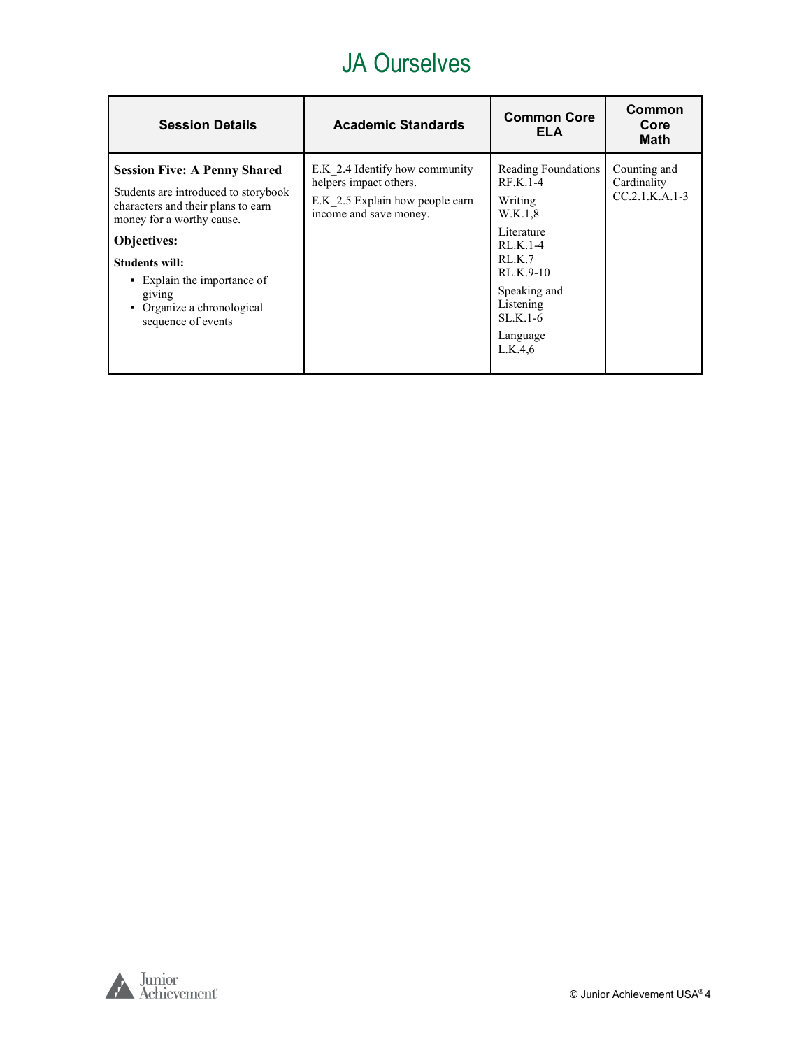# JA Ourselves

| Session Details | Academic Standards | Common Core ELA | Common Core Math |
|---|---|---|---|
| **Session Five: A Penny Shared**<br><br>Students are introduced to storybook characters and their plans to earn money for a worthy cause.<br><br>**Objectives:**<br><br>**Students will:**<br>▪ Explain the importance of giving<br>▪ Organize a chronological sequence of events | E.K_2.4 Identify how community helpers impact others.<br><br>E.K_2.5 Explain how people earn income and save money. | Reading Foundations<br>RF.K.1-4<br><br>Writing<br>W.K.1,8<br><br>Literature<br>RL.K.1-4<br>RL.K.7<br>RL.K.9-10<br><br>Speaking and Listening<br>SL.K.1-6<br><br>Language<br>L.K.4,6 | Counting and Cardinality<br>CC.2.1.K.A.1-3 |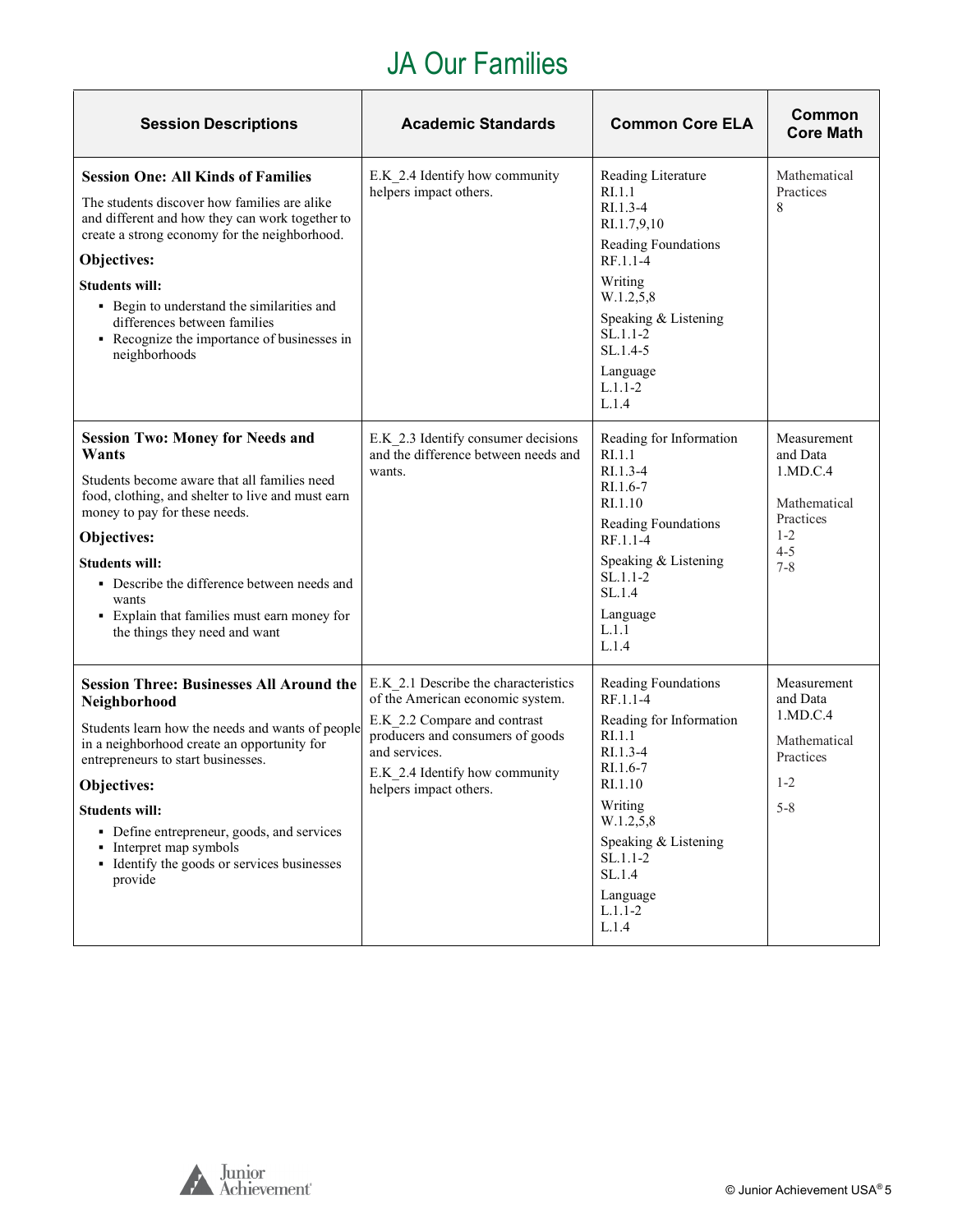# JA Our Families

| Session Descriptions | Academic Standards | Common Core ELA | Common Core Math |
|---|---|---|---|
| **Session One: All Kinds of Families**<br>The students discover how families are alike and different and how they can work together to create a strong economy for the neighborhood.<br>**Objectives:**<br>**Students will:**<br>▪ Begin to understand the similarities and differences between families<br>▪ Recognize the importance of businesses in neighborhoods | E.K_2.4 Identify how community helpers impact others. | Reading Literature<br>RI.1.1<br>RI.1.3-4<br>RI.1.7,9,10<br>Reading Foundations<br>RF.1.1-4<br>Writing<br>W.1.2,5,8<br>Speaking & Listening<br>SL.1.1-2<br>SL.1.4-5<br>Language<br>L.1.1-2<br>L.1.4 | Mathematical Practices<br>8 |
| **Session Two: Money for Needs and Wants**<br>Students become aware that all families need food, clothing, and shelter to live and must earn money to pay for these needs.<br>**Objectives:**<br>**Students will:**<br>▪ Describe the difference between needs and wants<br>▪ Explain that families must earn money for the things they need and want | E.K_2.3 Identify consumer decisions and the difference between needs and wants. | Reading for Information<br>RI.1.1<br>RI.1.3-4<br>RI.1.6-7<br>RI.1.10<br>Reading Foundations<br>RF.1.1-4<br>Speaking & Listening<br>SL.1.1-2<br>SL.1.4<br>Language<br>L.1.1<br>L.1.4 | Measurement and Data<br>1.MD.C.4<br><br>Mathematical Practices<br>1-2<br>4-5<br>7-8 |
| **Session Three: Businesses All Around the Neighborhood**<br>Students learn how the needs and wants of people in a neighborhood create an opportunity for entrepreneurs to start businesses.<br>**Objectives:**<br>**Students will:**<br>▪ Define entrepreneur, goods, and services<br>▪ Interpret map symbols<br>▪ Identify the goods or services businesses provide | E.K_2.1 Describe the characteristics of the American economic system.<br>E.K_2.2 Compare and contrast producers and consumers of goods and services.<br>E.K_2.4 Identify how community helpers impact others. | Reading Foundations<br>RF.1.1-4<br>Reading for Information<br>RI.1.1<br>RI.1.3-4<br>RI.1.6-7<br>RI.1.10<br>Writing<br>W.1.2,5,8<br>Speaking & Listening<br>SL.1.1-2<br>SL.1.4<br>Language<br>L.1.1-2<br>L.1.4 | Measurement and Data<br>1.MD.C.4<br><br>Mathematical Practices<br><br>1-2<br><br>5-8 |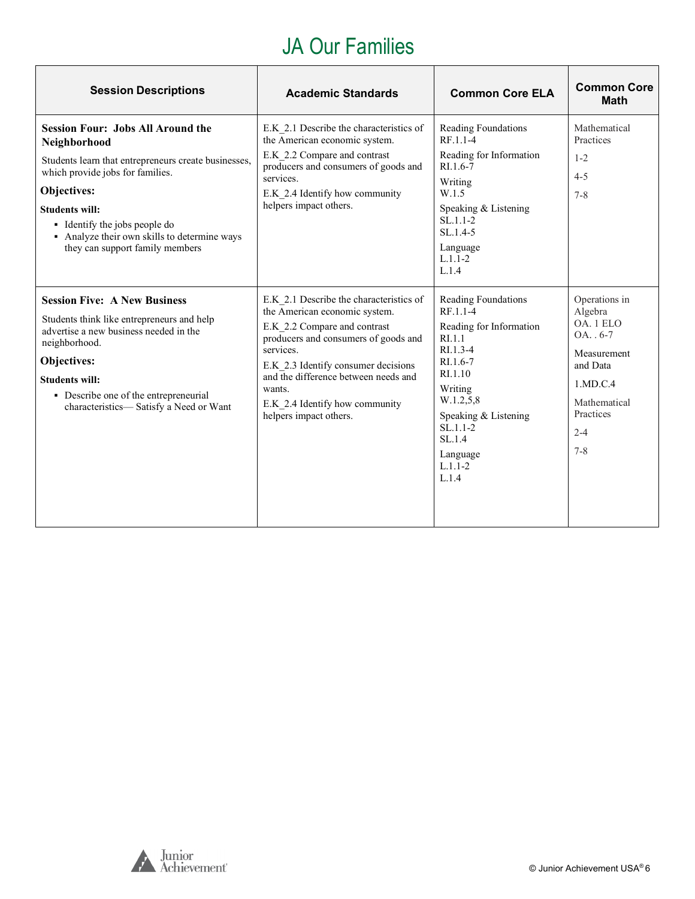# JA Our Families

| Session Descriptions | Academic Standards | Common Core ELA | Common Core Math |
|---|---|---|---|
| **Session Four: Jobs All Around the Neighborhood**<br>Students learn that entrepreneurs create businesses, which provide jobs for families.<br>**Objectives:**<br>**Students will:**<br>▪ Identify the jobs people do<br>▪ Analyze their own skills to determine ways they can support family members | E.K_2.1 Describe the characteristics of the American economic system.<br>E.K_2.2 Compare and contrast producers and consumers of goods and services.<br>E.K_2.4 Identify how community helpers impact others. | Reading Foundations<br>RF.1.1-4<br>Reading for Information<br>RI.1.6-7<br>Writing<br>W.1.5<br>Speaking & Listening<br>SL.1.1-2<br>SL.1.4-5<br>Language<br>L.1.1-2<br>L.1.4 | Mathematical Practices<br>1-2<br>4-5<br>7-8 |
| **Session Five: A New Business**<br>Students think like entrepreneurs and help advertise a new business needed in the neighborhood.<br>**Objectives:**<br>**Students will:**<br>▪ Describe one of the entrepreneurial characteristics— Satisfy a Need or Want | E.K_2.1 Describe the characteristics of the American economic system.<br>E.K_2.2 Compare and contrast producers and consumers of goods and services.<br>E.K_2.3 Identify consumer decisions and the difference between needs and wants.<br>E.K_2.4 Identify how community helpers impact others. | Reading Foundations<br>RF.1.1-4<br>Reading for Information<br>RI.1.1<br>RI.1.3-4<br>RI.1.6-7<br>RI.1.10<br>Writing<br>W.1.2,5,8<br>Speaking & Listening<br>SL.1.1-2<br>SL.1.4<br>Language<br>L.1.1-2<br>L.1.4 | Operations in Algebra<br>OA. 1 ELO<br>OA. . 6-7<br>Measurement and Data<br>1.MD.C.4<br>Mathematical Practices<br>2-4<br>7-8 |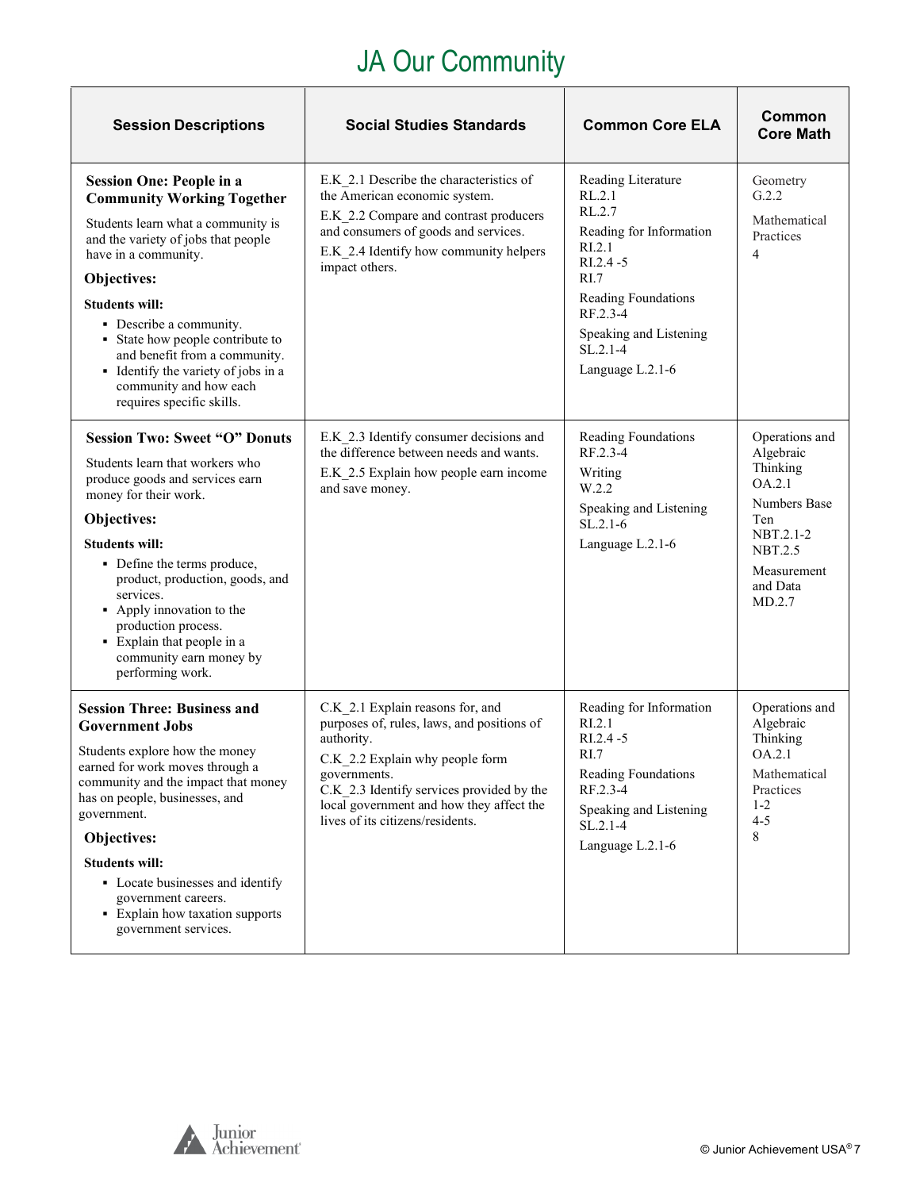# JA Our Community

| Session Descriptions | Social Studies Standards | Common Core ELA | Common Core Math |
|---|---|---|---|
| **Session One: People in a Community Working Together**<br>Students learn what a community is and the variety of jobs that people have in a community.<br>**Objectives:**<br>**Students will:**<br>▪ Describe a community.<br>▪ State how people contribute to and benefit from a community.<br>▪ Identify the variety of jobs in a community and how each requires specific skills. | E.K_2.1 Describe the characteristics of the American economic system.<br>E.K_2.2 Compare and contrast producers and consumers of goods and services.<br>E.K_2.4 Identify how community helpers impact others. | Reading Literature<br>RL.2.1<br>RL.2.7<br>Reading for Information<br>RI.2.1<br>RI.2.4 -5<br>RI.7<br>Reading Foundations<br>RF.2.3-4<br>Speaking and Listening<br>SL.2.1-4<br>Language L.2.1-6 | Geometry<br>G.2.2<br>Mathematical Practices<br>4 |
| **Session Two: Sweet "O" Donuts**<br>Students learn that workers who produce goods and services earn money for their work.<br>**Objectives:**<br>**Students will:**<br>▪ Define the terms produce, product, production, goods, and services.<br>▪ Apply innovation to the production process.<br>▪ Explain that people in a community earn money by performing work. | E.K_2.3 Identify consumer decisions and the difference between needs and wants.<br>E.K_2.5 Explain how people earn income and save money. | Reading Foundations<br>RF.2.3-4<br>Writing<br>W.2.2<br>Speaking and Listening<br>SL.2.1-6<br>Language L.2.1-6 | Operations and Algebraic Thinking<br>OA.2.1<br>Numbers Base Ten<br>NBT.2.1-2<br>NBT.2.5<br>Measurement and Data<br>MD.2.7 |
| **Session Three: Business and Government Jobs**<br>Students explore how the money earned for work moves through a community and the impact that money has on people, businesses, and government.<br>**Objectives:**<br>**Students will:**<br>▪ Locate businesses and identify government careers.<br>▪ Explain how taxation supports government services. | C.K_2.1 Explain reasons for, and purposes of, rules, laws, and positions of authority.<br>C.K_2.2 Explain why people form governments.<br>C.K_2.3 Identify services provided by the local government and how they affect the lives of its citizens/residents. | Reading for Information<br>RI.2.1<br>RI.2.4 -5<br>RI.7<br>Reading Foundations<br>RF.2.3-4<br>Speaking and Listening<br>SL.2.1-4<br>Language L.2.1-6 | Operations and Algebraic Thinking<br>OA.2.1<br>Mathematical Practices<br>1-2<br>4-5<br>8 |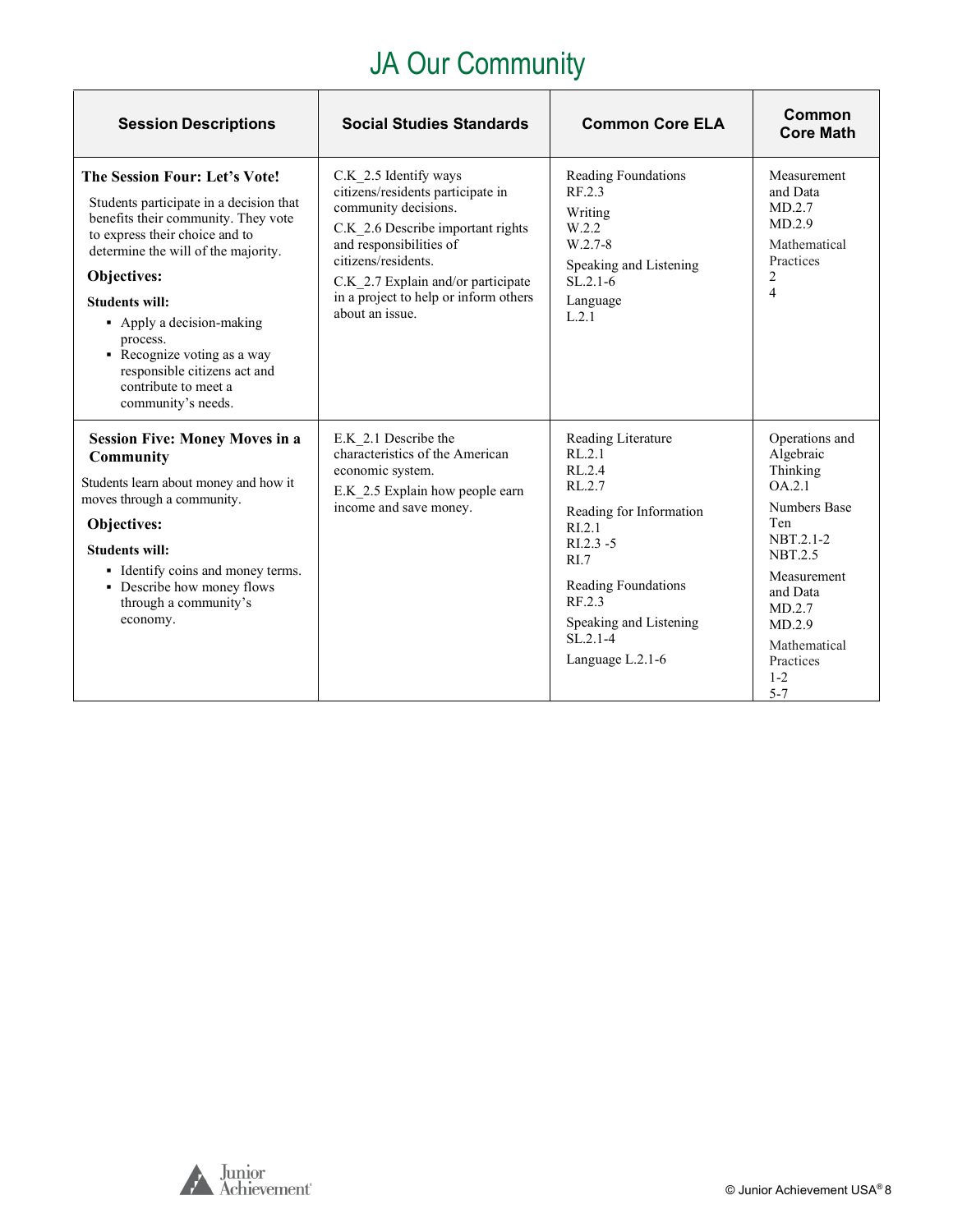# JA Our Community

| Session Descriptions | Social Studies Standards | Common Core ELA | Common Core Math |
|---|---|---|---|
| **The Session Four: Let's Vote!**<br>Students participate in a decision that benefits their community. They vote to express their choice and to determine the will of the majority.<br>**Objectives:**<br>**Students will:**<br>▪ Apply a decision-making process.<br>▪ Recognize voting as a way responsible citizens act and contribute to meet a community's needs. | C.K_2.5 Identify ways citizens/residents participate in community decisions.<br>C.K_2.6 Describe important rights and responsibilities of citizens/residents.<br>C.K_2.7 Explain and/or participate in a project to help or inform others about an issue. | Reading Foundations<br>RF.2.3<br>Writing<br>W.2.2<br>W.2.7-8<br>Speaking and Listening<br>SL.2.1-6<br>Language<br>L.2.1 | Measurement and Data<br>MD.2.7<br>MD.2.9<br>Mathematical Practices<br>2<br>4 |
| **Session Five: Money Moves in a Community**<br>Students learn about money and how it moves through a community.<br>**Objectives:**<br>**Students will:**<br>▪ Identify coins and money terms.<br>▪ Describe how money flows through a community's economy. | E.K_2.1 Describe the characteristics of the American economic system.<br>E.K_2.5 Explain how people earn income and save money. | Reading Literature<br>RL.2.1<br>RL.2.4<br>RL.2.7<br>Reading for Information<br>RI.2.1<br>RI.2.3 -5<br>RI.7<br>Reading Foundations<br>RF.2.3<br>Speaking and Listening<br>SL.2.1-4<br>Language L.2.1-6 | Operations and Algebraic Thinking<br>OA.2.1<br>Numbers Base Ten<br>NBT.2.1-2<br>NBT.2.5<br>Measurement and Data<br>MD.2.7<br>MD.2.9<br>Mathematical Practices<br>1-2<br>5-7 |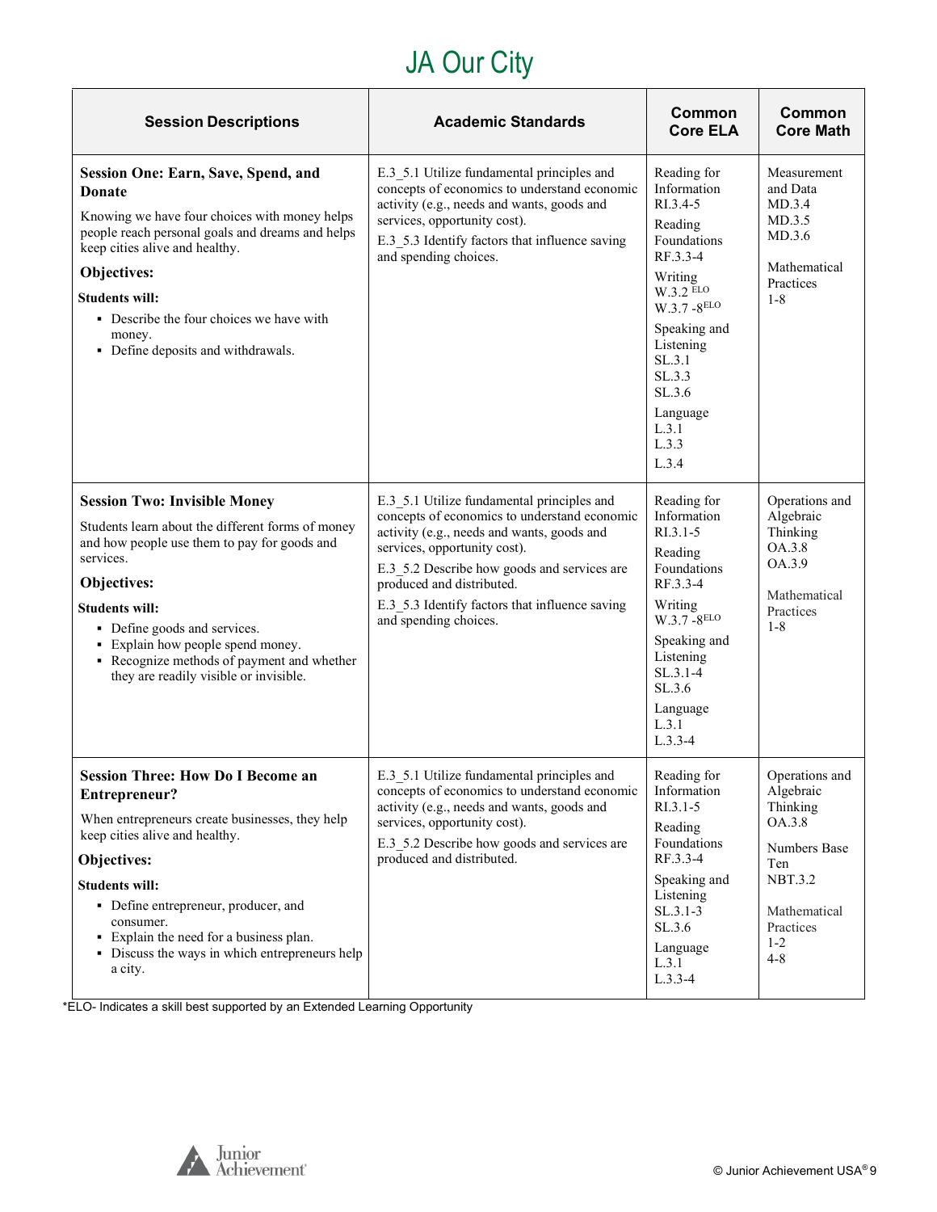# JA Our City

| Session Descriptions | Academic Standards | Common Core ELA | Common Core Math |
|---|---|---|---|
| **Session One: Earn, Save, Spend, and Donate**<br>Knowing we have four choices with money helps people reach personal goals and dreams and helps keep cities alive and healthy.<br>**Objectives:**<br>**Students will:**<br>▪ Describe the four choices we have with money.<br>▪ Define deposits and withdrawals. | E.3_5.1 Utilize fundamental principles and concepts of economics to understand economic activity (e.g., needs and wants, goods and services, opportunity cost).<br>E.3_5.3 Identify factors that influence saving and spending choices. | Reading for Information RI.3.4-5<br>Reading Foundations RF.3.3-4<br>Writing W.3.2 ELO W.3.7 -8ELO<br>Speaking and Listening SL.3.1 SL.3.3 SL.3.6<br>Language L.3.1 L.3.3 L.3.4 | Measurement and Data MD.3.4 MD.3.5 MD.3.6<br>Mathematical Practices 1-8 |
| **Session Two: Invisible Money**<br>Students learn about the different forms of money and how people use them to pay for goods and services.<br>**Objectives:**<br>**Students will:**<br>▪ Define goods and services.<br>▪ Explain how people spend money.<br>▪ Recognize methods of payment and whether they are readily visible or invisible. | E.3_5.1 Utilize fundamental principles and concepts of economics to understand economic activity (e.g., needs and wants, goods and services, opportunity cost).<br>E.3_5.2 Describe how goods and services are produced and distributed.<br>E.3_5.3 Identify factors that influence saving and spending choices. | Reading for Information RI.3.1-5<br>Reading Foundations RF.3.3-4<br>Writing W.3.7 -8ELO<br>Speaking and Listening SL.3.1-4 SL.3.6<br>Language L.3.1 L.3.3-4 | Operations and Algebraic Thinking OA.3.8 OA.3.9<br>Mathematical Practices 1-8 |
| **Session Three: How Do I Become an Entrepreneur?**<br>When entrepreneurs create businesses, they help keep cities alive and healthy.<br>**Objectives:**<br>**Students will:**<br>▪ Define entrepreneur, producer, and consumer.<br>▪ Explain the need for a business plan.<br>▪ Discuss the ways in which entrepreneurs help a city. | E.3_5.1 Utilize fundamental principles and concepts of economics to understand economic activity (e.g., needs and wants, goods and services, opportunity cost).<br>E.3_5.2 Describe how goods and services are produced and distributed. | Reading for Information RI.3.1-5<br>Reading Foundations RF.3.3-4<br>Speaking and Listening SL.3.1-3 SL.3.6<br>Language L.3.1 L.3.3-4 | Operations and Algebraic Thinking OA.3.8<br>Numbers Base Ten NBT.3.2<br>Mathematical Practices 1-2 4-8 |

*ELO- Indicates a skill best supported by an Extended Learning Opportunity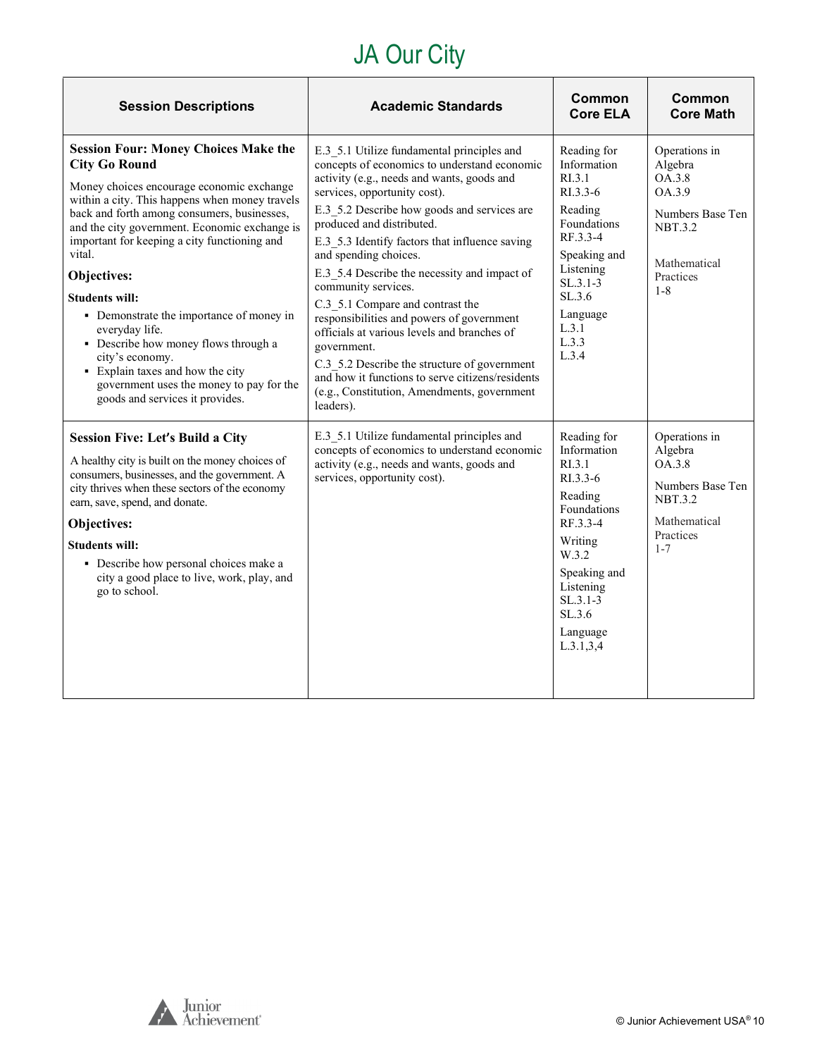# JA Our City

| Session Descriptions | Academic Standards | Common Core ELA | Common Core Math |
|---|---|---|---|
| **Session Four: Money Choices Make the City Go Round**<br><br>Money choices encourage economic exchange within a city. This happens when money travels back and forth among consumers, businesses, and the city government. Economic exchange is important for keeping a city functioning and vital.<br><br>**Objectives:**<br><br>**Students will:**<br>▪ Demonstrate the importance of money in everyday life.<br>▪ Describe how money flows through a city's economy.<br>▪ Explain taxes and how the city government uses the money to pay for the goods and services it provides. | E.3_5.1 Utilize fundamental principles and concepts of economics to understand economic activity (e.g., needs and wants, goods and services, opportunity cost).<br>E.3_5.2 Describe how goods and services are produced and distributed.<br>E.3_5.3 Identify factors that influence saving and spending choices.<br>E.3_5.4 Describe the necessity and impact of community services.<br>C.3_5.1 Compare and contrast the responsibilities and powers of government officials at various levels and branches of government.<br>C.3_5.2 Describe the structure of government and how it functions to serve citizens/residents (e.g., Constitution, Amendments, government leaders). | Reading for Information<br>RI.3.1<br>RI.3.3-6<br>Reading Foundations<br>RF.3.3-4<br>Speaking and Listening<br>SL.3.1-3<br>SL.3.6<br>Language<br>L.3.1<br>L.3.3<br>L.3.4 | Operations in Algebra<br>OA.3.8<br>OA.3.9<br>Numbers Base Ten<br>NBT.3.2<br>Mathematical Practices<br>1-8 |
| **Session Five: Let's Build a City**<br><br>A healthy city is built on the money choices of consumers, businesses, and the government. A city thrives when these sectors of the economy earn, save, spend, and donate.<br><br>**Objectives:**<br><br>**Students will:**<br>▪ Describe how personal choices make a city a good place to live, work, play, and go to school. | E.3_5.1 Utilize fundamental principles and concepts of economics to understand economic activity (e.g., needs and wants, goods and services, opportunity cost). | Reading for Information<br>RI.3.1<br>RI.3.3-6<br>Reading Foundations<br>RF.3.3-4<br>Writing<br>W.3.2<br>Speaking and Listening<br>SL.3.1-3<br>SL.3.6<br>Language<br>L.3.1,3,4 | Operations in Algebra<br>OA.3.8<br>Numbers Base Ten<br>NBT.3.2<br>Mathematical Practices<br>1-7 |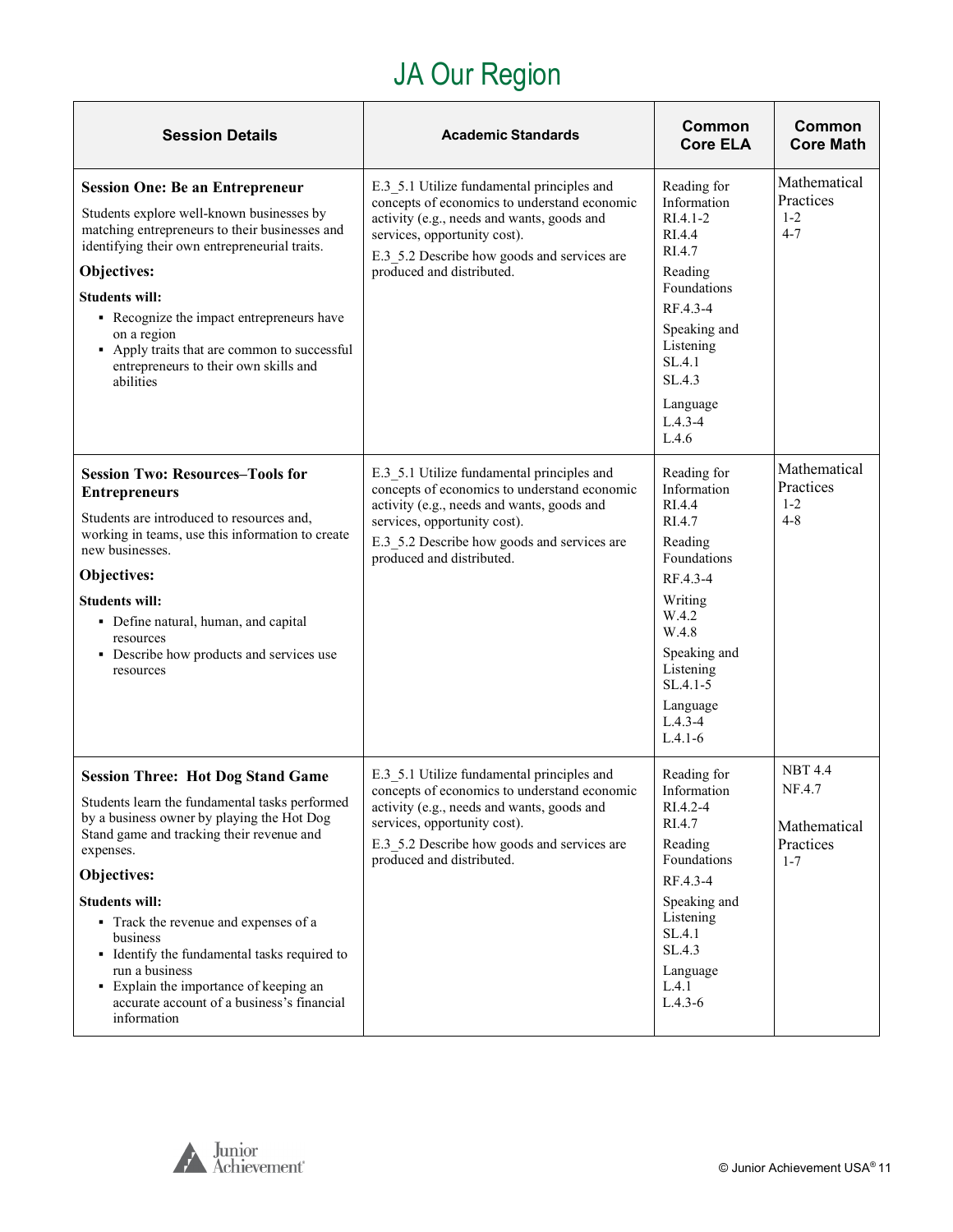# JA Our Region

| Session Details | Academic Standards | Common Core ELA | Common Core Math |
|---|---|---|---|
| **Session One: Be an Entrepreneur**<br>Students explore well-known businesses by matching entrepreneurs to their businesses and identifying their own entrepreneurial traits.<br>**Objectives:**<br>**Students will:**<br>▪ Recognize the impact entrepreneurs have on a region<br>▪ Apply traits that are common to successful entrepreneurs to their own skills and abilities | E.3_5.1 Utilize fundamental principles and concepts of economics to understand economic activity (e.g., needs and wants, goods and services, opportunity cost).<br>E.3_5.2 Describe how goods and services are produced and distributed. | Reading for Information<br>RI.4.1-2<br>RI.4.4<br>RI.4.7<br>Reading Foundations<br>RF.4.3-4<br>Speaking and Listening<br>SL.4.1<br>SL.4.3<br>Language<br>L.4.3-4<br>L.4.6 | Mathematical Practices<br>1-2<br>4-7 |
| **Session Two: Resources–Tools for Entrepreneurs**<br>Students are introduced to resources and, working in teams, use this information to create new businesses.<br>**Objectives:**<br>**Students will:**<br>▪ Define natural, human, and capital resources<br>▪ Describe how products and services use resources | E.3_5.1 Utilize fundamental principles and concepts of economics to understand economic activity (e.g., needs and wants, goods and services, opportunity cost).<br>E.3_5.2 Describe how goods and services are produced and distributed. | Reading for Information<br>RI.4.4<br>RI.4.7<br>Reading Foundations<br>RF.4.3-4<br>Writing<br>W.4.2<br>W.4.8<br>Speaking and Listening<br>SL.4.1-5<br>Language<br>L.4.3-4<br>L.4.1-6 | Mathematical Practices<br>1-2<br>4-8 |
| **Session Three: Hot Dog Stand Game**<br>Students learn the fundamental tasks performed by a business owner by playing the Hot Dog Stand game and tracking their revenue and expenses.<br>**Objectives:**<br>**Students will:**<br>▪ Track the revenue and expenses of a business<br>▪ Identify the fundamental tasks required to run a business<br>▪ Explain the importance of keeping an accurate account of a business's financial information | E.3_5.1 Utilize fundamental principles and concepts of economics to understand economic activity (e.g., needs and wants, goods and services, opportunity cost).<br>E.3_5.2 Describe how goods and services are produced and distributed. | Reading for Information<br>RI.4.2-4<br>RI.4.7<br>Reading Foundations<br>RF.4.3-4<br>Speaking and Listening<br>SL.4.1<br>SL.4.3<br>Language<br>L.4.1<br>L.4.3-6 | NBT 4.4<br>NF.4.7<br><br>Mathematical Practices<br>1-7 |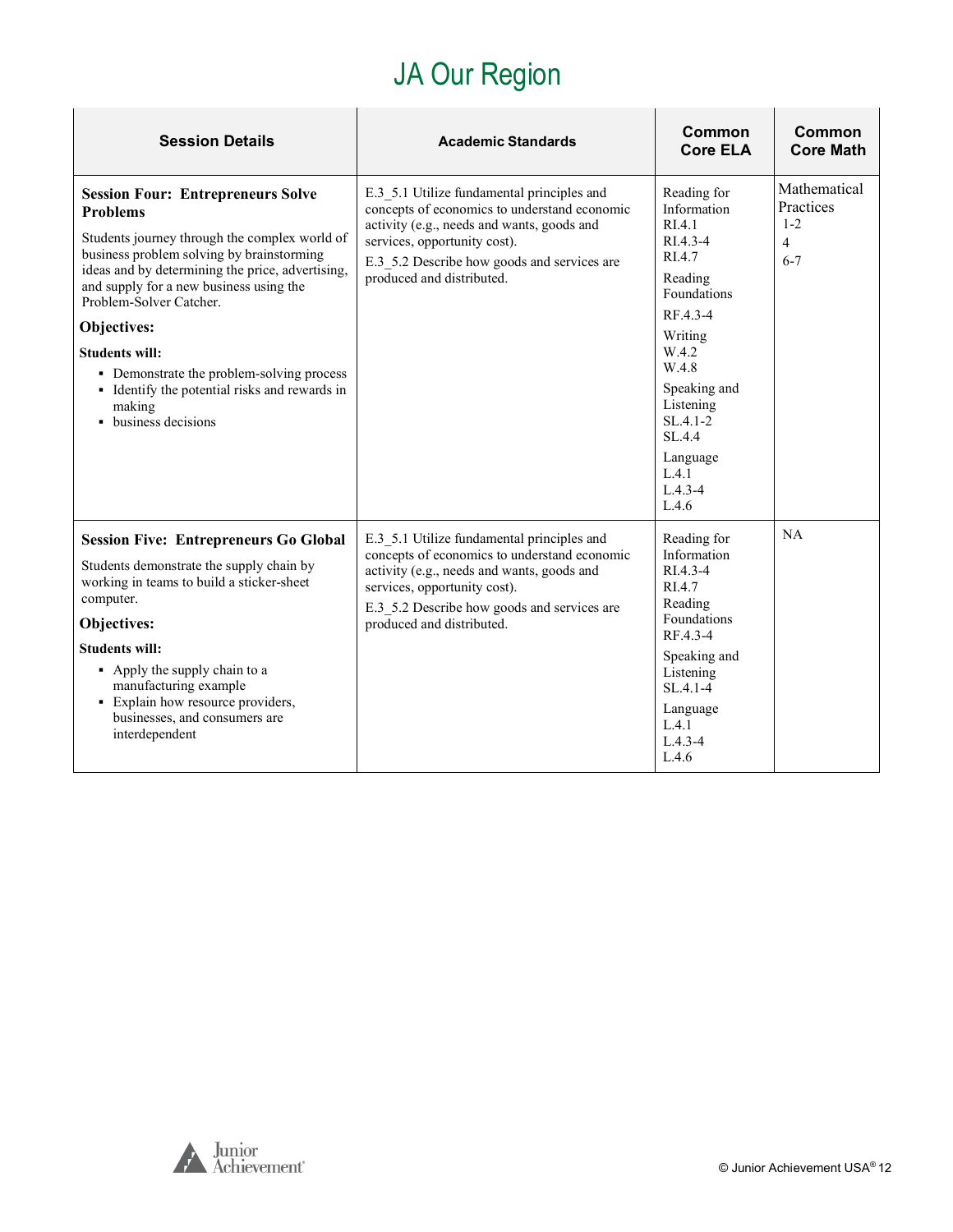# JA Our Region

| Session Details | Academic Standards | Common Core ELA | Common Core Math |
|---|---|---|---|
| **Session Four: Entrepreneurs Solve Problems**<br>Students journey through the complex world of business problem solving by brainstorming ideas and by determining the price, advertising, and supply for a new business using the Problem-Solver Catcher.<br>**Objectives:**<br>**Students will:**<br>▪ Demonstrate the problem-solving process<br>▪ Identify the potential risks and rewards in making<br>▪ business decisions | E.3_5.1 Utilize fundamental principles and concepts of economics to understand economic activity (e.g., needs and wants, goods and services, opportunity cost).<br>E.3_5.2 Describe how goods and services are produced and distributed. | Reading for Information<br>RI.4.1<br>RI.4.3-4<br>RI.4.7<br>Reading Foundations<br>RF.4.3-4<br>Writing<br>W.4.2<br>W.4.8<br>Speaking and Listening<br>SL.4.1-2<br>SL.4.4<br>Language<br>L.4.1<br>L.4.3-4<br>L.4.6 | Mathematical Practices<br>1-2<br>4<br>6-7 |
| **Session Five: Entrepreneurs Go Global**<br>Students demonstrate the supply chain by working in teams to build a sticker-sheet computer.<br>**Objectives:**<br>**Students will:**<br>▪ Apply the supply chain to a manufacturing example<br>▪ Explain how resource providers, businesses, and consumers are interdependent | E.3_5.1 Utilize fundamental principles and concepts of economics to understand economic activity (e.g., needs and wants, goods and services, opportunity cost).<br>E.3_5.2 Describe how goods and services are produced and distributed. | Reading for Information<br>RI.4.3-4<br>RI.4.7<br>Reading Foundations<br>RF.4.3-4<br>Speaking and Listening<br>SL.4.1-4<br>Language<br>L.4.1<br>L.4.3-4<br>L.4.6 | NA |

© Junior Achievement USA®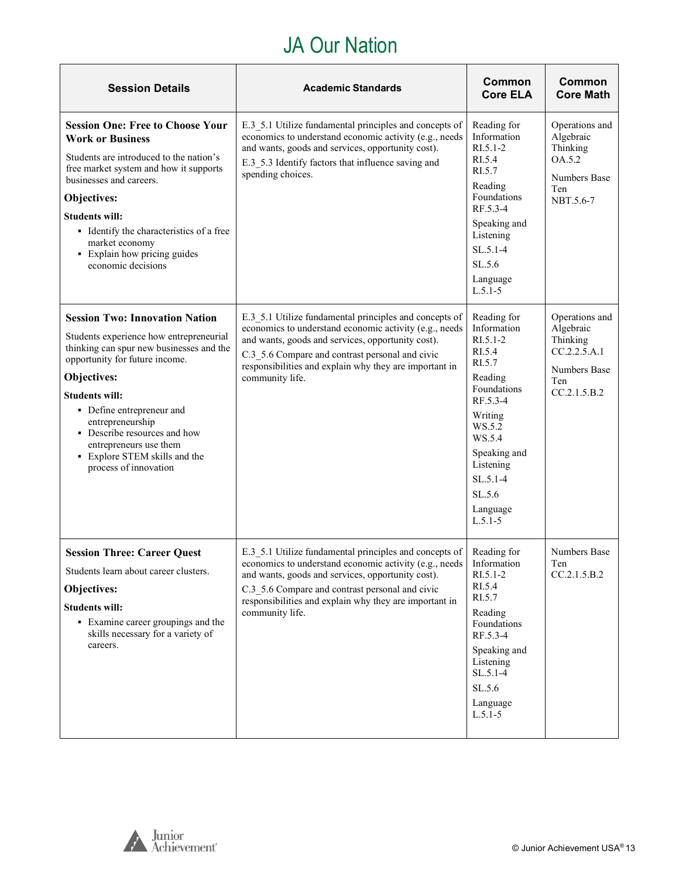# JA Our Nation

| Session Details | Academic Standards | Common Core ELA | Common Core Math |
|---|---|---|---|
| **Session One: Free to Choose Your Work or Business**<br><br>Students are introduced to the nation's free market system and how it supports businesses and careers.<br><br>**Objectives:**<br><br>**Students will:**<br>▪ Identify the characteristics of a free market economy<br>▪ Explain how pricing guides economic decisions | E.3_5.1 Utilize fundamental principles and concepts of economics to understand economic activity (e.g., needs and wants, goods and services, opportunity cost).<br>E.3_5.3 Identify factors that influence saving and spending choices. | Reading for Information<br>RI.5.1-2<br>RI.5.4<br>RI.5.7<br>Reading Foundations<br>RF.5.3-4<br>Speaking and Listening<br>SL.5.1-4<br>SL.5.6<br>Language<br>L.5.1-5 | Operations and Algebraic Thinking<br>OA.5.2<br>Numbers Base Ten<br>NBT.5.6-7 |
| **Session Two: Innovation Nation**<br><br>Students experience how entrepreneurial thinking can spur new businesses and the opportunity for future income.<br><br>**Objectives:**<br><br>**Students will:**<br>▪ Define entrepreneur and entrepreneurship<br>▪ Describe resources and how entrepreneurs use them<br>▪ Explore STEM skills and the process of innovation | E.3_5.1 Utilize fundamental principles and concepts of economics to understand economic activity (e.g., needs and wants, goods and services, opportunity cost).<br>C.3_5.6 Compare and contrast personal and civic responsibilities and explain why they are important in community life. | Reading for Information<br>RI.5.1-2<br>RI.5.4<br>RI.5.7<br>Reading Foundations<br>RF.5.3-4<br>Writing<br>WS.5.2<br>WS.5.4<br>Speaking and Listening<br>SL.5.1-4<br>SL.5.6<br>Language<br>L.5.1-5 | Operations and Algebraic Thinking<br>CC.2.2.5.A.1<br>Numbers Base Ten<br>CC.2.1.5.B.2 |
| **Session Three: Career Quest**<br><br>Students learn about career clusters.<br><br>**Objectives:**<br><br>**Students will:**<br>▪ Examine career groupings and the skills necessary for a variety of careers. | E.3_5.1 Utilize fundamental principles and concepts of economics to understand economic activity (e.g., needs and wants, goods and services, opportunity cost).<br>C.3_5.6 Compare and contrast personal and civic responsibilities and explain why they are important in community life. | Reading for Information<br>RI.5.1-2<br>RI.5.4<br>RI.5.7<br>Reading Foundations<br>RF.5.3-4<br>Speaking and Listening<br>SL.5.1-4<br>SL.5.6<br>Language<br>L.5.1-5 | Numbers Base Ten<br>CC.2.1.5.B.2 |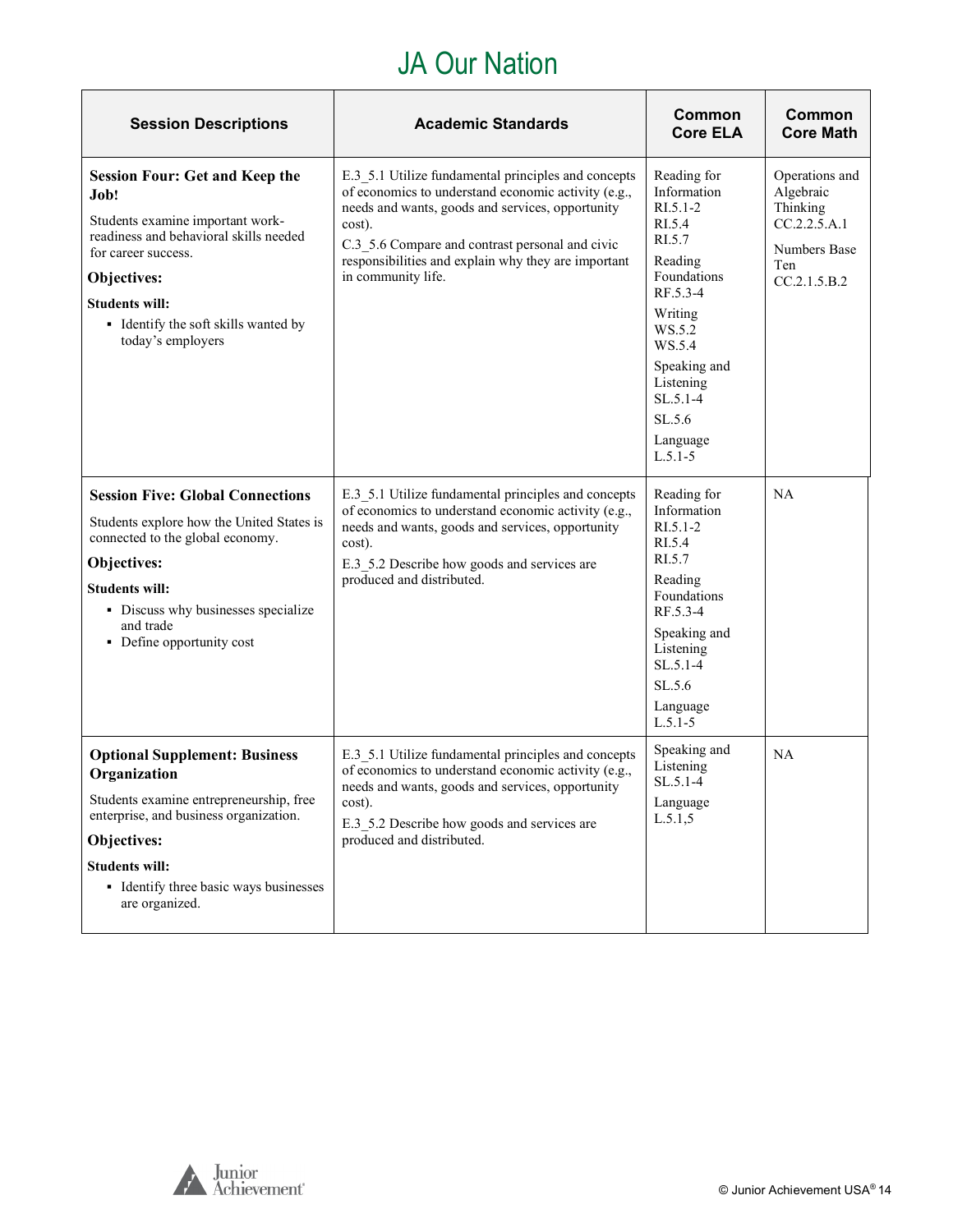# JA Our Nation

| Session Descriptions | Academic Standards | Common Core ELA | Common Core Math |
|---|---|---|---|
| **Session Four: Get and Keep the Job!**<br><br>Students examine important work-readiness and behavioral skills needed for career success.<br><br>**Objectives:**<br><br>**Students will:**<br>▪ Identify the soft skills wanted by today's employers | E.3_5.1 Utilize fundamental principles and concepts of economics to understand economic activity (e.g., needs and wants, goods and services, opportunity cost).<br>C.3_5.6 Compare and contrast personal and civic responsibilities and explain why they are important in community life. | Reading for Information<br>RI.5.1-2<br>RI.5.4<br>RI.5.7<br>Reading Foundations<br>RF.5.3-4<br>Writing<br>WS.5.2<br>WS.5.4<br>Speaking and Listening<br>SL.5.1-4<br>SL.5.6<br>Language<br>L.5.1-5 | Operations and Algebraic Thinking<br>CC.2.2.5.A.1<br>Numbers Base Ten<br>CC.2.1.5.B.2 |
| **Session Five: Global Connections**<br><br>Students explore how the United States is connected to the global economy.<br><br>**Objectives:**<br><br>**Students will:**<br>▪ Discuss why businesses specialize and trade<br>▪ Define opportunity cost | E.3_5.1 Utilize fundamental principles and concepts of economics to understand economic activity (e.g., needs and wants, goods and services, opportunity cost).<br>E.3_5.2 Describe how goods and services are produced and distributed. | Reading for Information<br>RI.5.1-2<br>RI.5.4<br>RI.5.7<br>Reading Foundations<br>RF.5.3-4<br>Speaking and Listening<br>SL.5.1-4<br>SL.5.6<br>Language<br>L.5.1-5 | NA |
| **Optional Supplement: Business Organization**<br><br>Students examine entrepreneurship, free enterprise, and business organization.<br><br>**Objectives:**<br><br>**Students will:**<br>▪ Identify three basic ways businesses are organized. | E.3_5.1 Utilize fundamental principles and concepts of economics to understand economic activity (e.g., needs and wants, goods and services, opportunity cost).<br>E.3_5.2 Describe how goods and services are produced and distributed. | Speaking and Listening<br>SL.5.1-4<br>Language<br>L.5.1,5 | NA |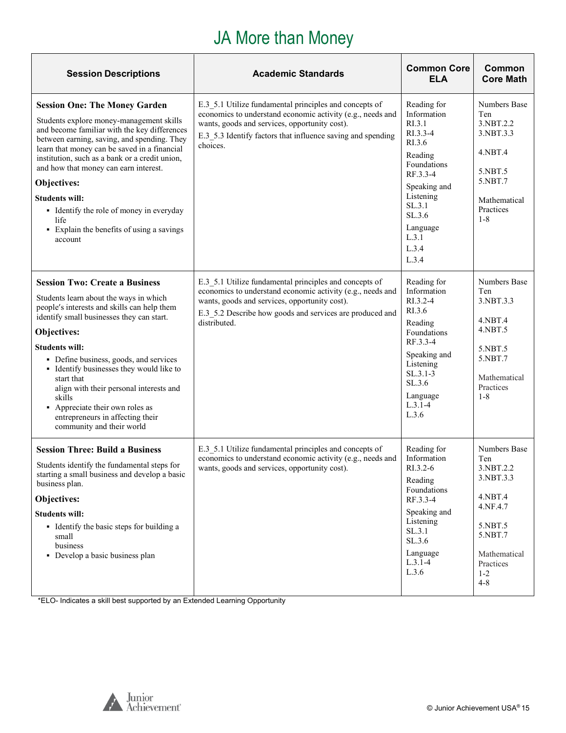# JA More than Money

| Session Descriptions | Academic Standards | Common Core ELA | Common Core Math |
|---|---|---|---|
| **Session One: The Money Garden**<br>Students explore money-management skills and become familiar with the key differences between earning, saving, and spending. They learn that money can be saved in a financial institution, such as a bank or a credit union, and how that money can earn interest.<br>**Objectives:**<br>**Students will:**<br>▪ Identify the role of money in everyday life<br>▪ Explain the benefits of using a savings account | E.3_5.1 Utilize fundamental principles and concepts of economics to understand economic activity (e.g., needs and wants, goods and services, opportunity cost).<br>E.3_5.3 Identify factors that influence saving and spending choices. | Reading for Information<br>RI.3.1<br>RI.3.3-4<br>RI.3.6<br>Reading Foundations<br>RF.3.3-4<br>Speaking and Listening<br>SL.3.1<br>SL.3.6<br>Language<br>L.3.1<br>L.3.4<br>L.3.4 | Numbers Base Ten<br>3.NBT.2.2<br>3.NBT.3.3<br>4.NBT.4<br>5.NBT.5<br>5.NBT.7<br>Mathematical Practices<br>1-8 |
| **Session Two: Create a Business**<br>Students learn about the ways in which people's interests and skills can help them identify small businesses they can start.<br>**Objectives:**<br>**Students will:**<br>▪ Define business, goods, and services<br>▪ Identify businesses they would like to start that align with their personal interests and skills<br>▪ Appreciate their own roles as entrepreneurs in affecting their community and their world | E.3_5.1 Utilize fundamental principles and concepts of economics to understand economic activity (e.g., needs and wants, goods and services, opportunity cost).<br>E.3_5.2 Describe how goods and services are produced and distributed. | Reading for Information<br>RI.3.2-4<br>RI.3.6<br>Reading Foundations<br>RF.3.3-4<br>Speaking and Listening<br>SL.3.1-3<br>SL.3.6<br>Language<br>L.3.1-4<br>L.3.6 | Numbers Base Ten<br>3.NBT.3.3<br>4.NBT.4<br>4.NBT.5<br>5.NBT.5<br>5.NBT.7<br>Mathematical Practices<br>1-8 |
| **Session Three: Build a Business**<br>Students identify the fundamental steps for starting a small business and develop a basic business plan.<br>**Objectives:**<br>**Students will:**<br>▪ Identify the basic steps for building a small business<br>▪ Develop a basic business plan | E.3_5.1 Utilize fundamental principles and concepts of economics to understand economic activity (e.g., needs and wants, goods and services, opportunity cost). | Reading for Information<br>RI.3.2-6<br>Reading Foundations<br>RF.3.3-4<br>Speaking and Listening<br>SL.3.1<br>SL.3.6<br>Language<br>L.3.1-4<br>L.3.6 | Numbers Base Ten<br>3.NBT.2.2<br>3.NBT.3.3<br>4.NBT.4<br>4.NF.4.7<br>5.NBT.5<br>5.NBT.7<br>Mathematical Practices<br>1-2<br>4-8 |

*ELO- Indicates a skill best supported by an Extended Learning Opportunity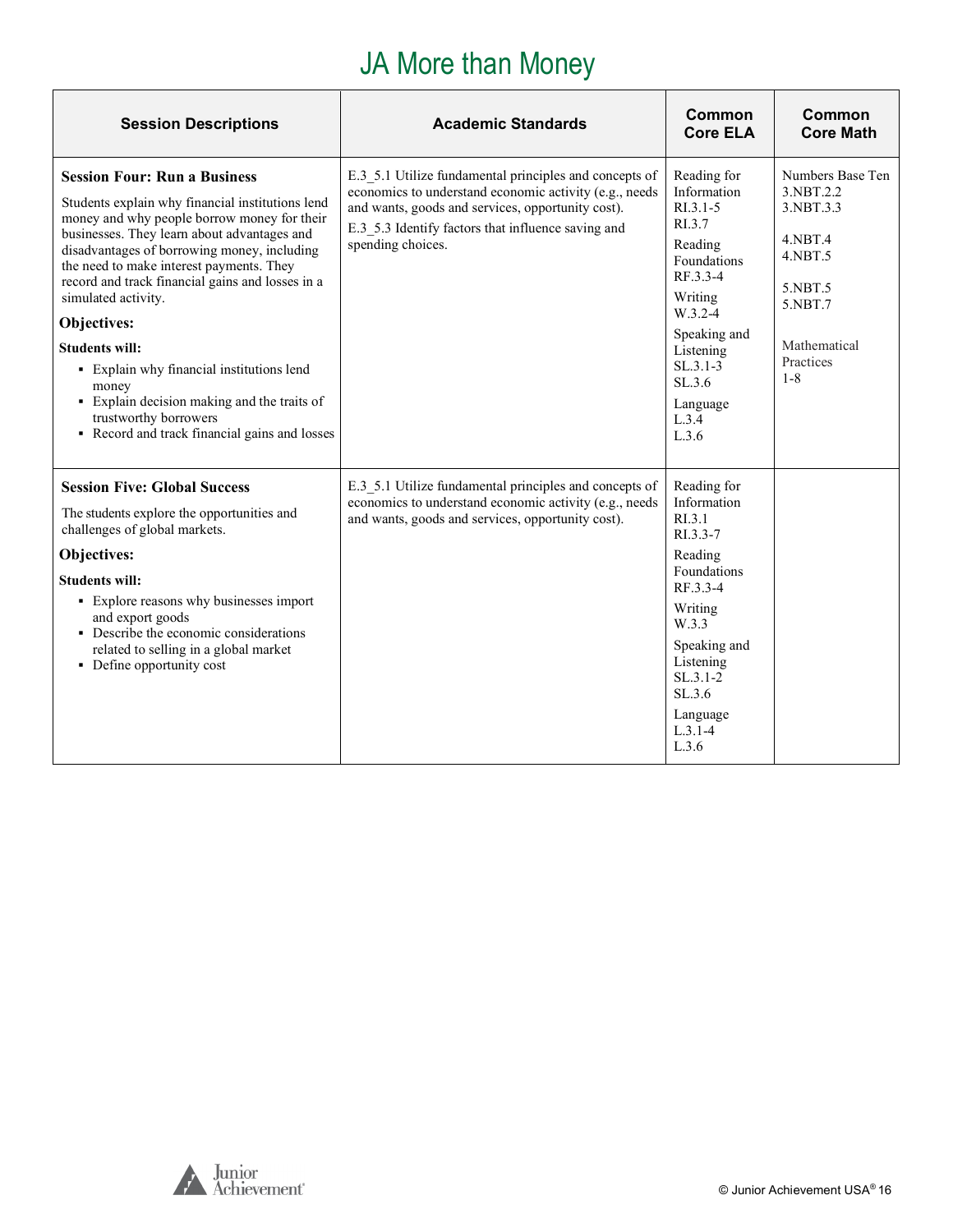# JA More than Money

| Session Descriptions | Academic Standards | Common Core ELA | Common Core Math |
|---|---|---|---|
| **Session Four: Run a Business**<br><br>Students explain why financial institutions lend money and why people borrow money for their businesses. They learn about advantages and disadvantages of borrowing money, including the need to make interest payments. They record and track financial gains and losses in a simulated activity.<br><br>**Objectives:**<br><br>**Students will:**<br>▪ Explain why financial institutions lend money<br>▪ Explain decision making and the traits of trustworthy borrowers<br>▪ Record and track financial gains and losses | E.3_5.1 Utilize fundamental principles and concepts of economics to understand economic activity (e.g., needs and wants, goods and services, opportunity cost).<br>E.3_5.3 Identify factors that influence saving and spending choices. | Reading for Information<br>RI.3.1-5<br>RI.3.7<br><br>Reading Foundations<br>RF.3.3-4<br><br>Writing<br>W.3.2-4<br><br>Speaking and Listening<br>SL.3.1-3<br>SL.3.6<br><br>Language<br>L.3.4<br>L.3.6 | Numbers Base Ten<br>3.NBT.2.2<br>3.NBT.3.3<br><br>4.NBT.4<br>4.NBT.5<br><br>5.NBT.5<br>5.NBT.7<br><br>Mathematical Practices<br>1-8 |
| **Session Five: Global Success**<br><br>The students explore the opportunities and challenges of global markets.<br><br>**Objectives:**<br><br>**Students will:**<br>▪ Explore reasons why businesses import and export goods<br>▪ Describe the economic considerations related to selling in a global market<br>▪ Define opportunity cost | E.3_5.1 Utilize fundamental principles and concepts of economics to understand economic activity (e.g., needs and wants, goods and services, opportunity cost). | Reading for Information<br>RI.3.1<br>RI.3.3-7<br><br>Reading Foundations<br>RF.3.3-4<br><br>Writing<br>W.3.3<br><br>Speaking and Listening<br>SL.3.1-2<br>SL.3.6<br><br>Language<br>L.3.1-4<br>L.3.6 | |

© Junior Achievement USA®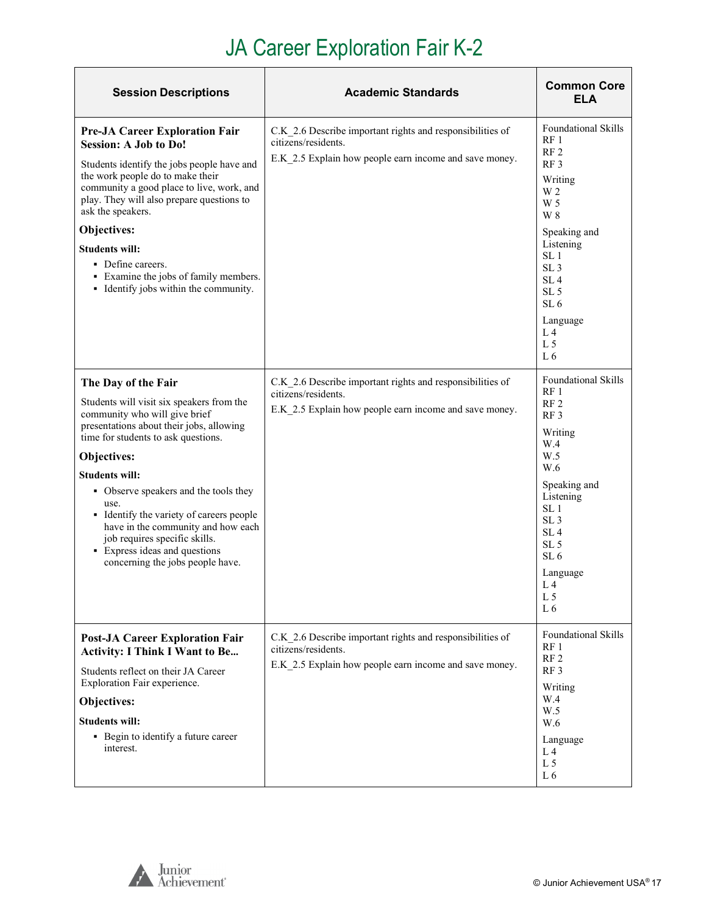# JA Career Exploration Fair K-2

| Session Descriptions | Academic Standards | Common Core ELA |
| --- | --- | --- |
| **Pre-JA Career Exploration Fair Session: A Job to Do!**<br><br>Students identify the jobs people have and the work people do to make their community a good place to live, work, and play. They will also prepare questions to ask the speakers.<br><br>**Objectives:**<br><br>**Students will:**<br>▪ Define careers.<br>▪ Examine the jobs of family members.<br>▪ Identify jobs within the community. | C.K_2.6 Describe important rights and responsibilities of citizens/residents.<br><br>E.K_2.5 Explain how people earn income and save money. | Foundational Skills<br>RF 1<br>RF 2<br>RF 3<br><br>Writing<br>W 2<br>W 5<br>W 8<br><br>Speaking and Listening<br>SL 1<br>SL 3<br>SL 4<br>SL 5<br>SL 6<br><br>Language<br>L 4<br>L 5<br>L 6 |
| **The Day of the Fair**<br><br>Students will visit six speakers from the community who will give brief presentations about their jobs, allowing time for students to ask questions.<br><br>**Objectives:**<br><br>**Students will:**<br>▪ Observe speakers and the tools they use.<br>▪ Identify the variety of careers people have in the community and how each job requires specific skills.<br>▪ Express ideas and questions concerning the jobs people have. | C.K_2.6 Describe important rights and responsibilities of citizens/residents.<br><br>E.K_2.5 Explain how people earn income and save money. | Foundational Skills<br>RF 1<br>RF 2<br>RF 3<br><br>Writing<br>W.4<br>W.5<br>W.6<br><br>Speaking and Listening<br>SL 1<br>SL 3<br>SL 4<br>SL 5<br>SL 6<br><br>Language<br>L 4<br>L 5<br>L 6 |
| **Post-JA Career Exploration Fair Activity: I Think I Want to Be...**<br><br>Students reflect on their JA Career Exploration Fair experience.<br><br>**Objectives:**<br><br>**Students will:**<br>▪ Begin to identify a future career interest. | C.K_2.6 Describe important rights and responsibilities of citizens/residents.<br><br>E.K_2.5 Explain how people earn income and save money. | Foundational Skills<br>RF 1<br>RF 2<br>RF 3<br><br>Writing<br>W.4<br>W.5<br>W.6<br><br>Language<br>L 4<br>L 5<br>L 6 |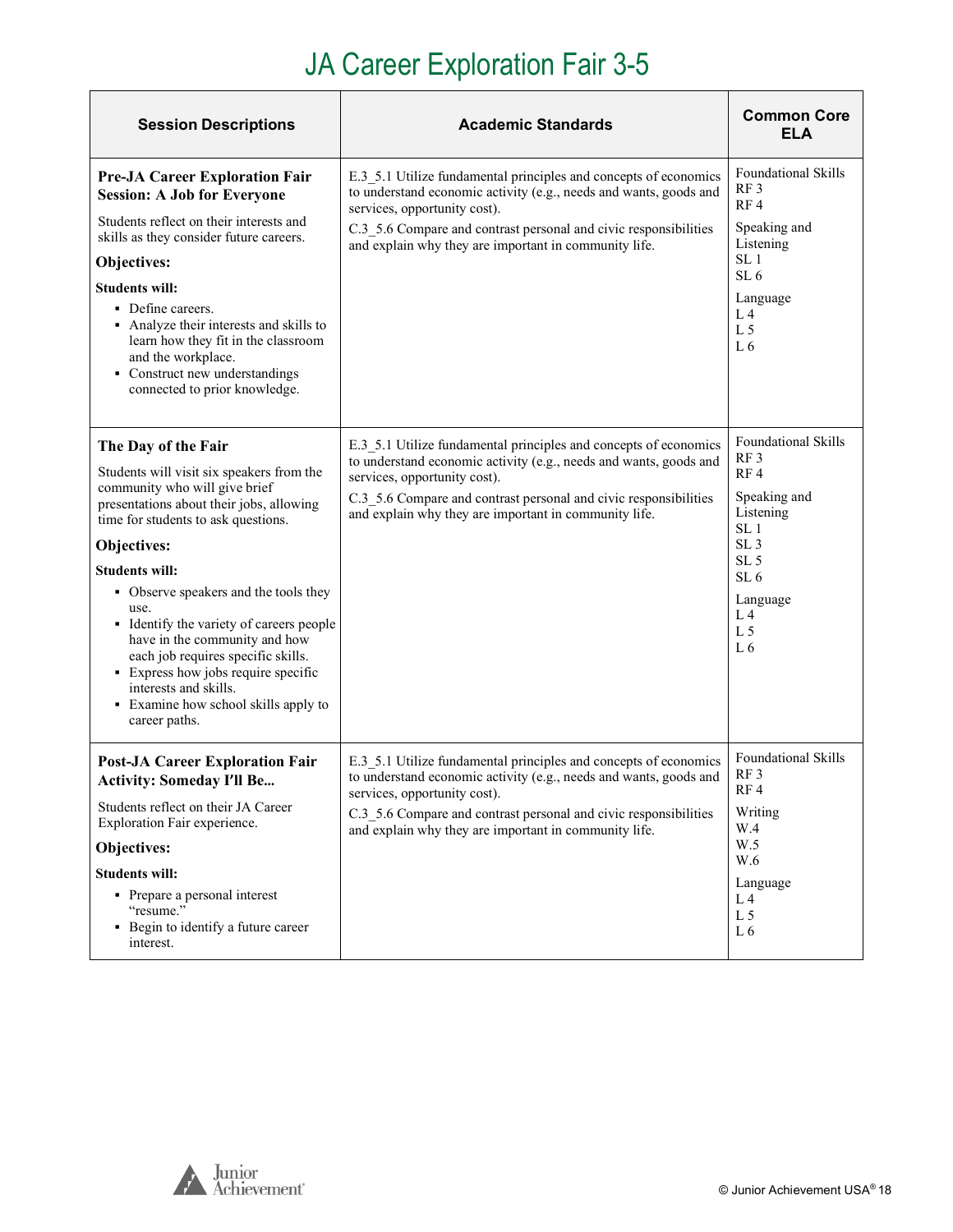# JA Career Exploration Fair 3-5

| Session Descriptions | Academic Standards | Common Core ELA |
|---|---|---|
| **Pre-JA Career Exploration Fair Session: A Job for Everyone**<br><br>Students reflect on their interests and skills as they consider future careers.<br><br>**Objectives:**<br><br>**Students will:**<br>▪ Define careers.<br>▪ Analyze their interests and skills to learn how they fit in the classroom and the workplace.<br>▪ Construct new understandings connected to prior knowledge. | E.3_5.1 Utilize fundamental principles and concepts of economics to understand economic activity (e.g., needs and wants, goods and services, opportunity cost).<br><br>C.3_5.6 Compare and contrast personal and civic responsibilities and explain why they are important in community life. | Foundational Skills<br>RF 3<br>RF 4<br><br>Speaking and Listening<br>SL 1<br>SL 6<br><br>Language<br>L 4<br>L 5<br>L 6 |
| **The Day of the Fair**<br><br>Students will visit six speakers from the community who will give brief presentations about their jobs, allowing time for students to ask questions.<br><br>**Objectives:**<br><br>**Students will:**<br>▪ Observe speakers and the tools they use.<br>▪ Identify the variety of careers people have in the community and how each job requires specific skills.<br>▪ Express how jobs require specific interests and skills.<br>▪ Examine how school skills apply to career paths. | E.3_5.1 Utilize fundamental principles and concepts of economics to understand economic activity (e.g., needs and wants, goods and services, opportunity cost).<br><br>C.3_5.6 Compare and contrast personal and civic responsibilities and explain why they are important in community life. | Foundational Skills<br>RF 3<br>RF 4<br><br>Speaking and Listening<br>SL 1<br>SL 3<br>SL 5<br>SL 6<br><br>Language<br>L 4<br>L 5<br>L 6 |
| **Post-JA Career Exploration Fair Activity: Someday I'll Be...**<br><br>Students reflect on their JA Career Exploration Fair experience.<br><br>**Objectives:**<br><br>**Students will:**<br>▪ Prepare a personal interest "resume."<br>▪ Begin to identify a future career interest. | E.3_5.1 Utilize fundamental principles and concepts of economics to understand economic activity (e.g., needs and wants, goods and services, opportunity cost).<br><br>C.3_5.6 Compare and contrast personal and civic responsibilities and explain why they are important in community life. | Foundational Skills<br>RF 3<br>RF 4<br><br>Writing<br>W.4<br>W.5<br>W.6<br><br>Language<br>L 4<br>L 5<br>L 6 |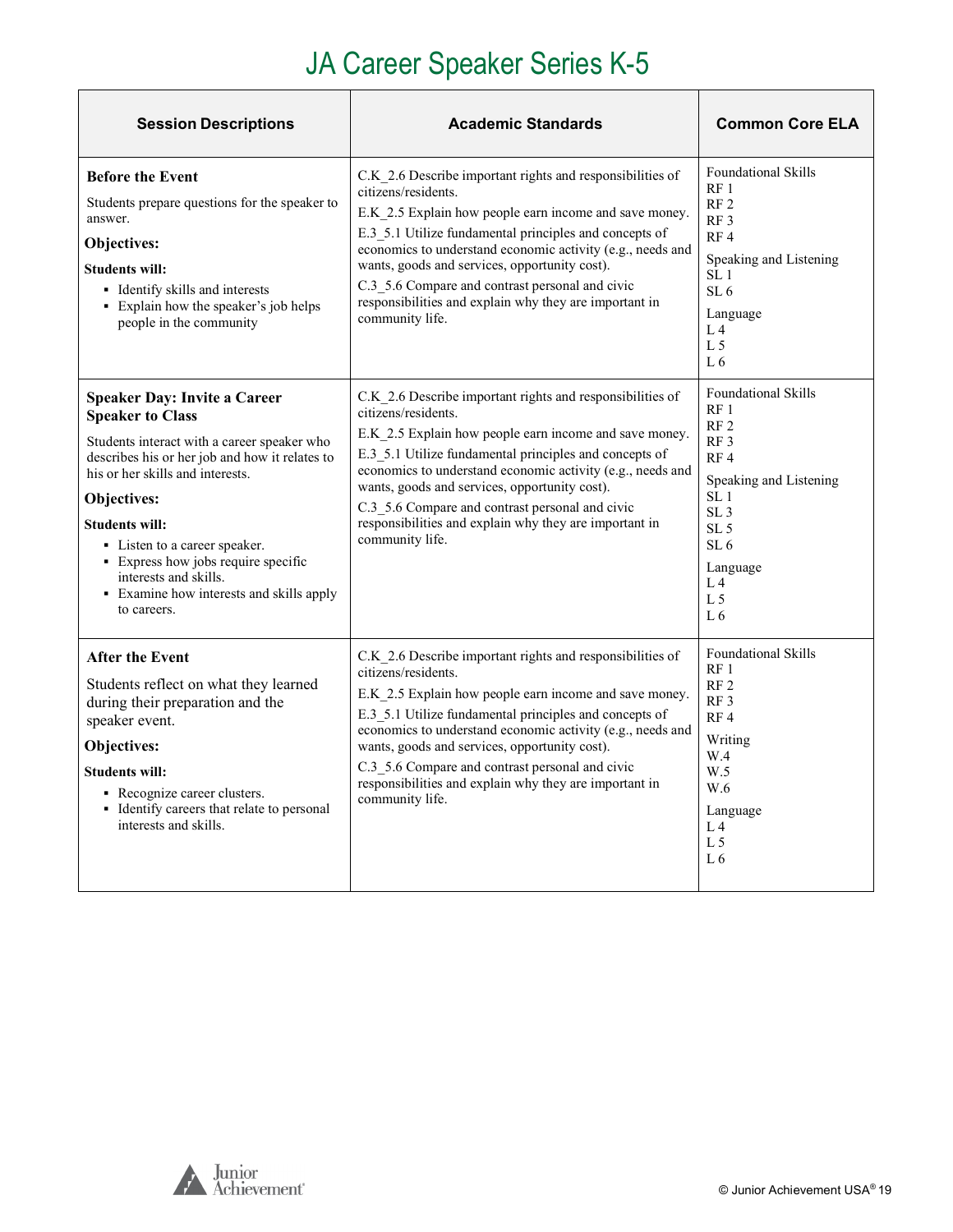# JA Career Speaker Series K-5

| Session Descriptions | Academic Standards | Common Core ELA |
| --- | --- | --- |
| **Before the Event**<br><br>Students prepare questions for the speaker to answer.<br><br>**Objectives:**<br><br>**Students will:**<br>▪ Identify skills and interests<br>▪ Explain how the speaker's job helps people in the community | C.K_2.6 Describe important rights and responsibilities of citizens/residents.<br>E.K_2.5 Explain how people earn income and save money.<br>E.3_5.1 Utilize fundamental principles and concepts of economics to understand economic activity (e.g., needs and wants, goods and services, opportunity cost).<br>C.3_5.6 Compare and contrast personal and civic responsibilities and explain why they are important in community life. | Foundational Skills<br>RF 1<br>RF 2<br>RF 3<br>RF 4<br><br>Speaking and Listening<br>SL 1<br>SL 6<br><br>Language<br>L 4<br>L 5<br>L 6 |
| **Speaker Day: Invite a Career Speaker to Class**<br><br>Students interact with a career speaker who describes his or her job and how it relates to his or her skills and interests.<br><br>**Objectives:**<br><br>**Students will:**<br>▪ Listen to a career speaker.<br>▪ Express how jobs require specific interests and skills.<br>▪ Examine how interests and skills apply to careers. | C.K_2.6 Describe important rights and responsibilities of citizens/residents.<br>E.K_2.5 Explain how people earn income and save money.<br>E.3_5.1 Utilize fundamental principles and concepts of economics to understand economic activity (e.g., needs and wants, goods and services, opportunity cost).<br>C.3_5.6 Compare and contrast personal and civic responsibilities and explain why they are important in community life. | Foundational Skills<br>RF 1<br>RF 2<br>RF 3<br>RF 4<br><br>Speaking and Listening<br>SL 1<br>SL 3<br>SL 5<br>SL 6<br><br>Language<br>L 4<br>L 5<br>L 6 |
| **After the Event**<br><br>Students reflect on what they learned during their preparation and the speaker event.<br><br>**Objectives:**<br><br>**Students will:**<br>▪ Recognize career clusters.<br>▪ Identify careers that relate to personal interests and skills. | C.K_2.6 Describe important rights and responsibilities of citizens/residents.<br>E.K_2.5 Explain how people earn income and save money.<br>E.3_5.1 Utilize fundamental principles and concepts of economics to understand economic activity (e.g., needs and wants, goods and services, opportunity cost).<br>C.3_5.6 Compare and contrast personal and civic responsibilities and explain why they are important in community life. | Foundational Skills<br>RF 1<br>RF 2<br>RF 3<br>RF 4<br><br>Writing<br>W.4<br>W.5<br>W.6<br><br>Language<br>L 4<br>L 5<br>L 6 |